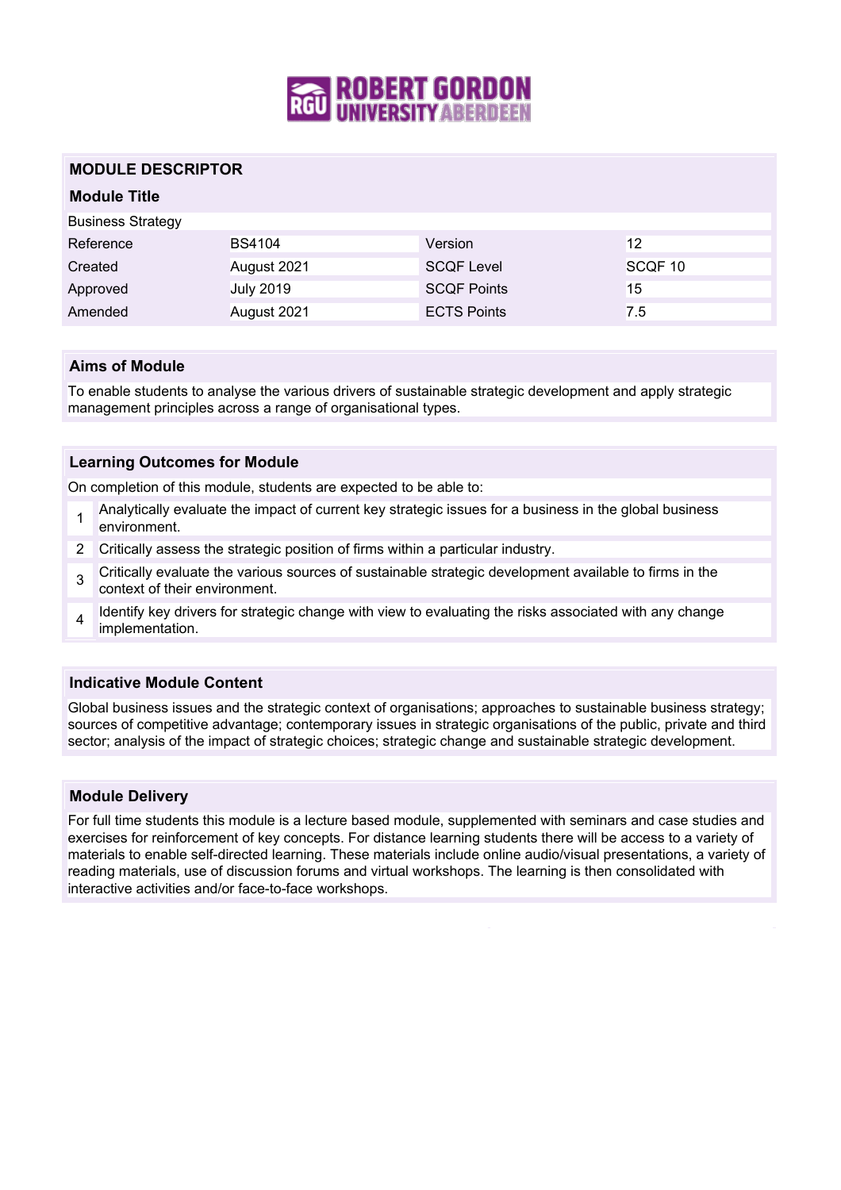# MODULE DESCRIPTOR

## Module Title

Business Strategy

| | | | |
|---|---|---|---|
| Reference | BS4104 | Version | 12 |
| Created | August 2021 | SCQF Level | SCQF 10 |
| Approved | July 2019 | SCQF Points | 15 |
| Amended | August 2021 | ECTS Points | 7.5 |

## Aims of Module

To enable students to analyse the various drivers of sustainable strategic development and apply strategic management principles across a range of organisational types.

## Learning Outcomes for Module

On completion of this module, students are expected to be able to:

1. Analytically evaluate the impact of current key strategic issues for a business in the global business environment.
2. Critically assess the strategic position of firms within a particular industry.
3. Critically evaluate the various sources of sustainable strategic development available to firms in the context of their environment.
4. Identify key drivers for strategic change with view to evaluating the risks associated with any change implementation.

## Indicative Module Content

Global business issues and the strategic context of organisations; approaches to sustainable business strategy; sources of competitive advantage; contemporary issues in strategic organisations of the public, private and third sector; analysis of the impact of strategic choices; strategic change and sustainable strategic development.

## Module Delivery

For full time students this module is a lecture based module, supplemented with seminars and case studies and exercises for reinforcement of key concepts. For distance learning students there will be access to a variety of materials to enable self-directed learning. These materials include online audio/visual presentations, a variety of reading materials, use of discussion forums and virtual workshops. The learning is then consolidated with interactive activities and/or face-to-face workshops.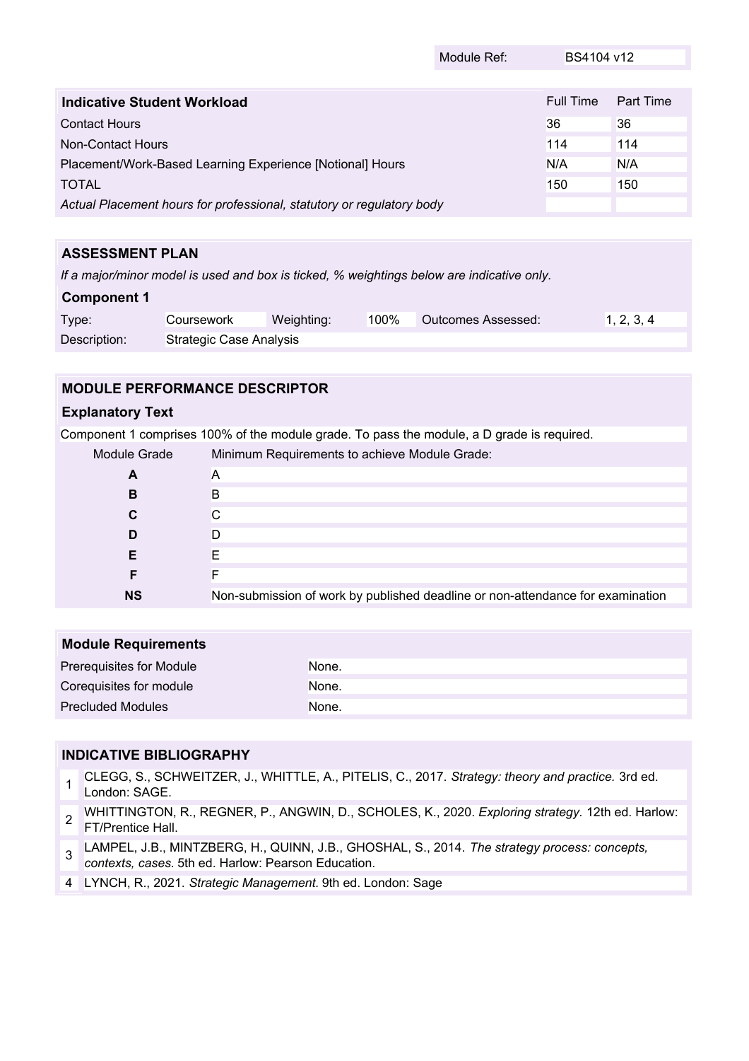| Module Ref: | BS4104 v12 |
|---|---|

| Indicative Student Workload | Full Time | Part Time |
|---|---|---|
| Contact Hours | 36 | 36 |
| Non-Contact Hours | 114 | 114 |
| Placement/Work-Based Learning Experience [Notional] Hours | N/A | N/A |
| TOTAL | 150 | 150 |
| *Actual Placement hours for professional, statutory or regulatory body* | | |

## ASSESSMENT PLAN

*If a major/minor model is used and box is ticked, % weightings below are indicative only.*

### Component 1

| | | | | | |
|---|---|---|---|---|---|
| Type: | Coursework | Weighting: | 100% | Outcomes Assessed: | 1, 2, 3, 4 |
| Description: | Strategic Case Analysis | | | | |

## MODULE PERFORMANCE DESCRIPTOR

### Explanatory Text

Component 1 comprises 100% of the module grade. To pass the module, a D grade is required.

| Module Grade | Minimum Requirements to achieve Module Grade: |
|---|---|
| **A** | A |
| **B** | B |
| **C** | C |
| **D** | D |
| **E** | E |
| **F** | F |
| **NS** | Non-submission of work by published deadline or non-attendance for examination |

## Module Requirements

| | |
|---|---|
| Prerequisites for Module | None. |
| Corequisites for module | None. |
| Precluded Modules | None. |

## INDICATIVE BIBLIOGRAPHY

1. CLEGG, S., SCHWEITZER, J., WHITTLE, A., PITELIS, C., 2017. *Strategy: theory and practice.* 3rd ed. London: SAGE.
2. WHITTINGTON, R., REGNER, P., ANGWIN, D., SCHOLES, K., 2020. *Exploring strategy.* 12th ed. Harlow: FT/Prentice Hall.
3. LAMPEL, J.B., MINTZBERG, H., QUINN, J.B., GHOSHAL, S., 2014. *The strategy process: concepts, contexts, cases.* 5th ed. Harlow: Pearson Education.
4. LYNCH, R., 2021. *Strategic Management.* 9th ed. London: Sage